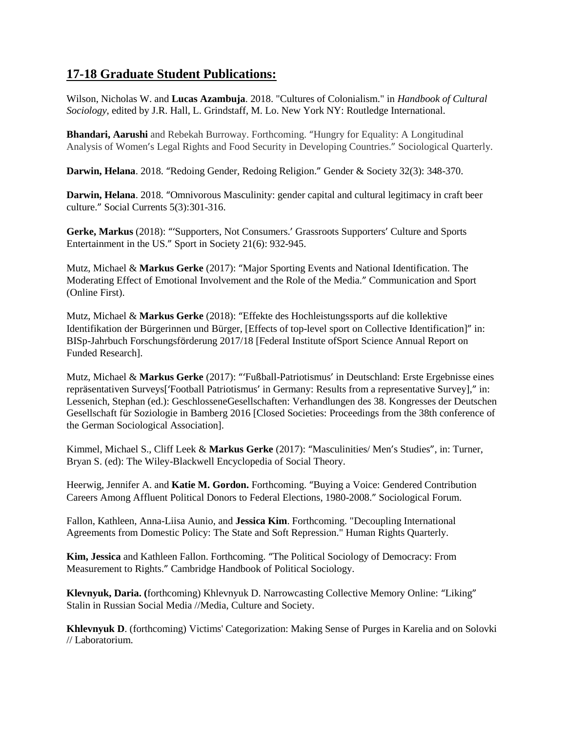## 17-18 Graduate Student Publications:

Wilson, Nicholas W. and **Lucas Azambuja**. 2018. "Cultures of Colonialism." in *Handbook of Cultural Sociology*, edited by J.R. Hall, L. Grindstaff, M. Lo. New York NY: Routledge International.

**Bhandari, Aarushi** and Rebekah Burroway. Forthcoming. "Hungry for Equality: A Longitudinal Analysis of Women's Legal Rights and Food Security in Developing Countries." Sociological Quarterly.

**Darwin, Helana**. 2018. "Redoing Gender, Redoing Religion." Gender & Society 32(3): 348-370.

**Darwin, Helana**. 2018. "Omnivorous Masculinity: gender capital and cultural legitimacy in craft beer culture." Social Currents 5(3):301-316.

**Gerke, Markus** (2018): "'Supporters, Not Consumers.' Grassroots Supporters' Culture and Sports Entertainment in the US." Sport in Society 21(6): 932-945.

Mutz, Michael & **Markus Gerke** (2017): "Major Sporting Events and National Identification. The Moderating Effect of Emotional Involvement and the Role of the Media." Communication and Sport (Online First).

Mutz, Michael & **Markus Gerke** (2018): "Effekte des Hochleistungssports auf die kollektive Identifikation der Bürgerinnen und Bürger, [Effects of top-level sport on Collective Identification]" in: BISp-Jahrbuch Forschungsförderung 2017/18 [Federal Institute ofSport Science Annual Report on Funded Research].

Mutz, Michael & **Markus Gerke** (2017): "'Fußball-Patriotismus' in Deutschland: Erste Ergebnisse eines repräsentativen Surveys['Football Patriotismus' in Germany: Results from a representative Survey]," in: Lessenich, Stephan (ed.): GeschlosseneGesellschaften: Verhandlungen des 38. Kongresses der Deutschen Gesellschaft für Soziologie in Bamberg 2016 [Closed Societies: Proceedings from the 38th conference of the German Sociological Association].

Kimmel, Michael S., Cliff Leek & **Markus Gerke** (2017): "Masculinities/ Men's Studies", in: Turner, Bryan S. (ed): The Wiley-Blackwell Encyclopedia of Social Theory.

Heerwig, Jennifer A. and **Katie M. Gordon.** Forthcoming. "Buying a Voice: Gendered Contribution Careers Among Affluent Political Donors to Federal Elections, 1980-2008." Sociological Forum.

Fallon, Kathleen, Anna-Liisa Aunio, and **Jessica Kim**. Forthcoming. "Decoupling International Agreements from Domestic Policy: The State and Soft Repression." Human Rights Quarterly.

**Kim, Jessica** and Kathleen Fallon. Forthcoming. "The Political Sociology of Democracy: From Measurement to Rights." Cambridge Handbook of Political Sociology.

**Klevnyuk, Daria. (**forthcoming) Khlevnyuk D. Narrowcasting Collective Memory Online: "Liking" Stalin in Russian Social Media //Media, Culture and Society.

**Khlevnyuk D**. (forthcoming) Victims' Categorization: Making Sense of Purges in Karelia and on Solovki // Laboratorium.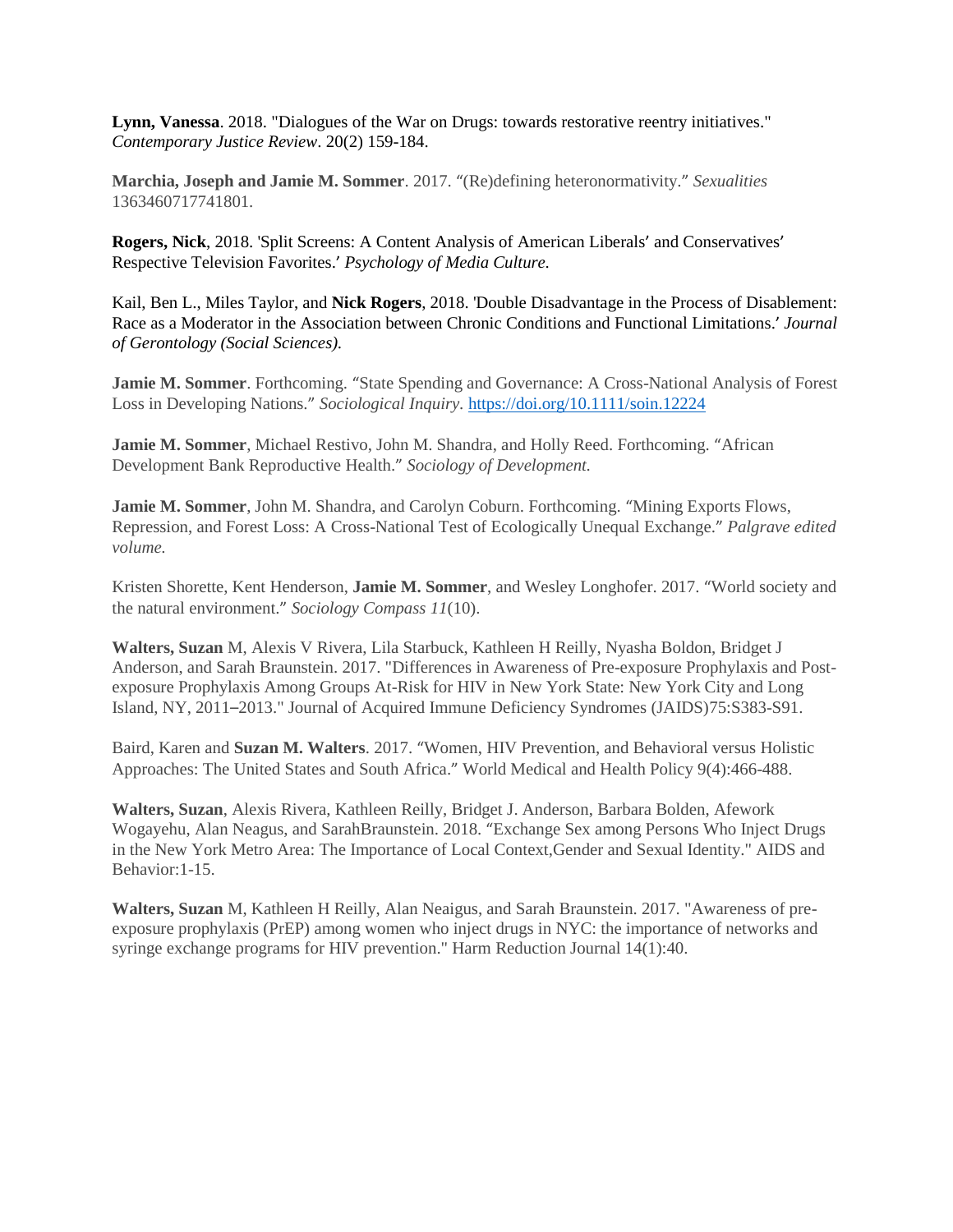**Lynn, Vanessa**. 2018. "Dialogues of the War on Drugs: towards restorative reentry initiatives." *Contemporary Justice Review*. 20(2) 159-184.

**Marchia, Joseph and Jamie M. Sommer**. 2017. "(Re)defining heteronormativity." *Sexualities* 1363460717741801.

**Rogers, Nick**, 2018. 'Split Screens: A Content Analysis of American Liberals' and Conservatives' Respective Television Favorites.' *Psychology of Media Culture*.

Kail, Ben L., Miles Taylor, and **Nick Rogers**, 2018. 'Double Disadvantage in the Process of Disablement: Race as a Moderator in the Association between Chronic Conditions and Functional Limitations.' *Journal of Gerontology (Social Sciences).*

**Jamie M. Sommer**. Forthcoming. "State Spending and Governance: A Cross-National Analysis of Forest Loss in Developing Nations." *Sociological Inquiry*. https://doi.org/10.1111/soin.12224

**Jamie M. Sommer**, Michael Restivo, John M. Shandra, and Holly Reed. Forthcoming. "African Development Bank Reproductive Health." *Sociology of Development.*

**Jamie M. Sommer**, John M. Shandra, and Carolyn Coburn. Forthcoming. "Mining Exports Flows, Repression, and Forest Loss: A Cross-National Test of Ecologically Unequal Exchange." *Palgrave edited volume.*

Kristen Shorette, Kent Henderson, **Jamie M. Sommer**, and Wesley Longhofer. 2017. "World society and the natural environment." *Sociology Compass 11*(10).

**Walters, Suzan** M, Alexis V Rivera, Lila Starbuck, Kathleen H Reilly, Nyasha Boldon, Bridget J Anderson, and Sarah Braunstein. 2017. "Differences in Awareness of Pre-exposure Prophylaxis and Post-exposure Prophylaxis Among Groups At-Risk for HIV in New York State: New York City and Long Island, NY, 2011–2013." Journal of Acquired Immune Deficiency Syndromes (JAIDS)75:S383-S91.

Baird, Karen and **Suzan M. Walters**. 2017. "Women, HIV Prevention, and Behavioral versus Holistic Approaches: The United States and South Africa." World Medical and Health Policy 9(4):466-488.

**Walters, Suzan**, Alexis Rivera, Kathleen Reilly, Bridget J. Anderson, Barbara Bolden, Afework Wogayehu, Alan Neagus, and SarahBraunstein. 2018. "Exchange Sex among Persons Who Inject Drugs in the New York Metro Area: The Importance of Local Context,Gender and Sexual Identity." AIDS and Behavior:1-15.

**Walters, Suzan** M, Kathleen H Reilly, Alan Neaigus, and Sarah Braunstein. 2017. "Awareness of pre-exposure prophylaxis (PrEP) among women who inject drugs in NYC: the importance of networks and syringe exchange programs for HIV prevention." Harm Reduction Journal 14(1):40.